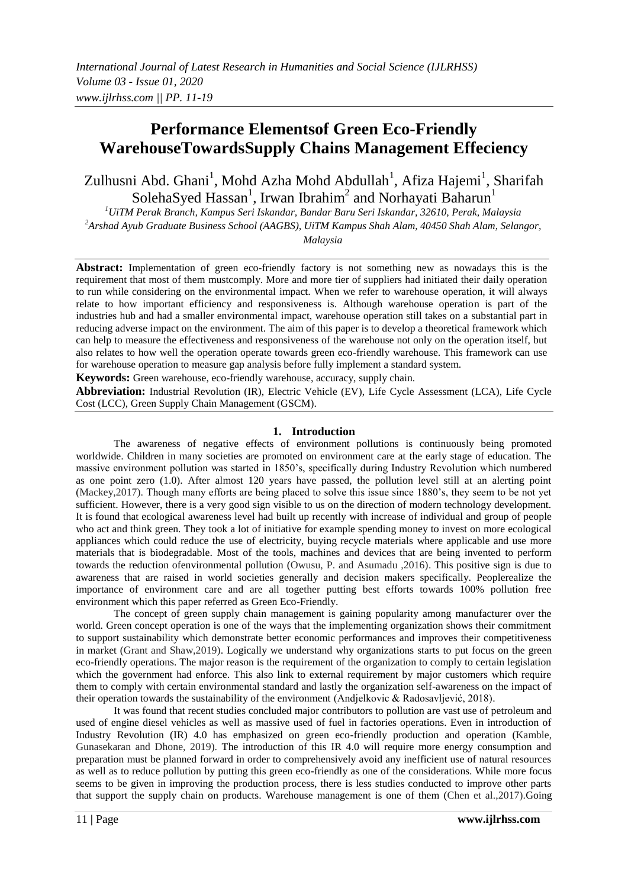# Performance Elementsof Green Eco-Friendly WarehouseTowardsSupply Chains Management Effeciency

Zulhusni Abd. Ghani[1], Mohd Azha Mohd Abdullah[1], Afiza Hajemi[1], Sharifah SolehaSyed Hassan[1], Irwan Ibrahim[2] and Norhayati Baharun[1]

[1]UiTM Perak Branch, Kampus Seri Iskandar, Bandar Baru Seri Iskandar, 32610, Perak, Malaysia
[2]Arshad Ayub Graduate Business School (AAGBS), UiTM Kampus Shah Alam, 40450 Shah Alam, Selangor, Malaysia

**Abstract:** Implementation of green eco-friendly factory is not something new as nowadays this is the requirement that most of them mustcomply. More and more tier of suppliers had initiated their daily operation to run while considering on the environmental impact. When we refer to warehouse operation, it will always relate to how important efficiency and responsiveness is. Although warehouse operation is part of the industries hub and had a smaller environmental impact, warehouse operation still takes on a substantial part in reducing adverse impact on the environment. The aim of this paper is to develop a theoretical framework which can help to measure the effectiveness and responsiveness of the warehouse not only on the operation itself, but also relates to how well the operation operate towards green eco-friendly warehouse. This framework can use for warehouse operation to measure gap analysis before fully implement a standard system.

**Keywords:** Green warehouse, eco-friendly warehouse, accuracy, supply chain.

**Abbreviation:** Industrial Revolution (IR), Electric Vehicle (EV), Life Cycle Assessment (LCA), Life Cycle Cost (LCC), Green Supply Chain Management (GSCM).

## 1. Introduction

The awareness of negative effects of environment pollutions is continuously being promoted worldwide. Children in many societies are promoted on environment care at the early stage of education. The massive environment pollution was started in 1850's, specifically during Industry Revolution which numbered as one point zero (1.0). After almost 120 years have passed, the pollution level still at an alerting point (Mackey,2017). Though many efforts are being placed to solve this issue since 1880's, they seem to be not yet sufficient. However, there is a very good sign visible to us on the direction of modern technology development. It is found that ecological awareness level had built up recently with increase of individual and group of people who act and think green. They took a lot of initiative for example spending money to invest on more ecological appliances which could reduce the use of electricity, buying recycle materials where applicable and use more materials that is biodegradable. Most of the tools, machines and devices that are being invented to perform towards the reduction ofenvironmental pollution (Owusu, P. and Asumadu ,2016). This positive sign is due to awareness that are raised in world societies generally and decision makers specifically. Peoplerealize the importance of environment care and are all together putting best efforts towards 100% pollution free environment which this paper referred as Green Eco-Friendly.

The concept of green supply chain management is gaining popularity among manufacturer over the world. Green concept operation is one of the ways that the implementing organization shows their commitment to support sustainability which demonstrate better economic performances and improves their competitiveness in market (Grant and Shaw,2019). Logically we understand why organizations starts to put focus on the green eco-friendly operations. The major reason is the requirement of the organization to comply to certain legislation which the government had enforce. This also link to external requirement by major customers which require them to comply with certain environmental standard and lastly the organization self-awareness on the impact of their operation towards the sustainability of the environment (Andjelkovic & Radosavljević, 2018).

It was found that recent studies concluded major contributors to pollution are vast use of petroleum and used of engine diesel vehicles as well as massive used of fuel in factories operations. Even in introduction of Industry Revolution (IR) 4.0 has emphasized on green eco-friendly production and operation (Kamble, Gunasekaran and Dhone, 2019). The introduction of this IR 4.0 will require more energy consumption and preparation must be planned forward in order to comprehensively avoid any inefficient use of natural resources as well as to reduce pollution by putting this green eco-friendly as one of the considerations. While more focus seems to be given in improving the production process, there is less studies conducted to improve other parts that support the supply chain on products. Warehouse management is one of them (Chen et al.,2017).Going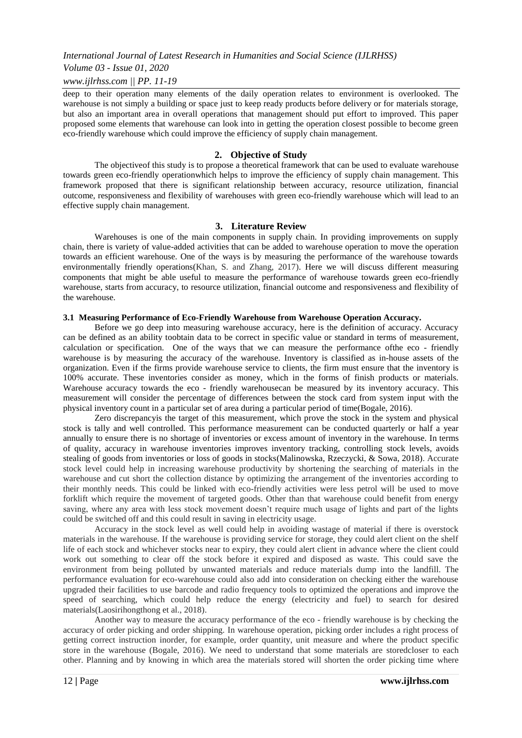deep to their operation many elements of the daily operation relates to environment is overlooked. The warehouse is not simply a building or space just to keep ready products before delivery or for materials storage, but also an important area in overall operations that management should put effort to improved. This paper proposed some elements that warehouse can look into in getting the operation closest possible to become green eco-friendly warehouse which could improve the efficiency of supply chain management.

## 2. Objective of Study

The objectiveof this study is to propose a theoretical framework that can be used to evaluate warehouse towards green eco-friendly operationwhich helps to improve the efficiency of supply chain management. This framework proposed that there is significant relationship between accuracy, resource utilization, financial outcome, responsiveness and flexibility of warehouses with green eco-friendly warehouse which will lead to an effective supply chain management.

## 3. Literature Review

Warehouses is one of the main components in supply chain. In providing improvements on supply chain, there is variety of value-added activities that can be added to warehouse operation to move the operation towards an efficient warehouse. One of the ways is by measuring the performance of the warehouse towards environmentally friendly operations(Khan, S. and Zhang, 2017). Here we will discuss different measuring components that might be able useful to measure the performance of warehouse towards green eco-friendly warehouse, starts from accuracy, to resource utilization, financial outcome and responsiveness and flexibility of the warehouse.

### 3.1 Measuring Performance of Eco-Friendly Warehouse from Warehouse Operation Accuracy.

Before we go deep into measuring warehouse accuracy, here is the definition of accuracy. Accuracy can be defined as an ability toobtain data to be correct in specific value or standard in terms of measurement, calculation or specification. One of the ways that we can measure the performance ofthe eco - friendly warehouse is by measuring the accuracy of the warehouse. Inventory is classified as in-house assets of the organization. Even if the firms provide warehouse service to clients, the firm must ensure that the inventory is 100% accurate. These inventories consider as money, which in the forms of finish products or materials. Warehouse accuracy towards the eco - friendly warehousecan be measured by its inventory accuracy. This measurement will consider the percentage of differences between the stock card from system input with the physical inventory count in a particular set of area during a particular period of time(Bogale, 2016).

Zero discrepancyis the target of this measurement, which prove the stock in the system and physical stock is tally and well controlled. This performance measurement can be conducted quarterly or half a year annually to ensure there is no shortage of inventories or excess amount of inventory in the warehouse. In terms of quality, accuracy in warehouse inventories improves inventory tracking, controlling stock levels, avoids stealing of goods from inventories or loss of goods in stocks(Malinowska, Rzeczycki, & Sowa, 2018). Accurate stock level could help in increasing warehouse productivity by shortening the searching of materials in the warehouse and cut short the collection distance by optimizing the arrangement of the inventories according to their monthly needs. This could be linked with eco-friendly activities were less petrol will be used to move forklift which require the movement of targeted goods. Other than that warehouse could benefit from energy saving, where any area with less stock movement doesn't require much usage of lights and part of the lights could be switched off and this could result in saving in electricity usage.

Accuracy in the stock level as well could help in avoiding wastage of material if there is overstock materials in the warehouse. If the warehouse is providing service for storage, they could alert client on the shelf life of each stock and whichever stocks near to expiry, they could alert client in advance where the client could work out something to clear off the stock before it expired and disposed as waste. This could save the environment from being polluted by unwanted materials and reduce materials dump into the landfill. The performance evaluation for eco-warehouse could also add into consideration on checking either the warehouse upgraded their facilities to use barcode and radio frequency tools to optimized the operations and improve the speed of searching, which could help reduce the energy (electricity and fuel) to search for desired materials(Laosirihongthong et al., 2018).

Another way to measure the accuracy performance of the eco - friendly warehouse is by checking the accuracy of order picking and order shipping. In warehouse operation, picking order includes a right process of getting correct instruction inorder, for example, order quantity, unit measure and where the product specific store in the warehouse (Bogale, 2016). We need to understand that some materials are storedcloser to each other. Planning and by knowing in which area the materials stored will shorten the order picking time where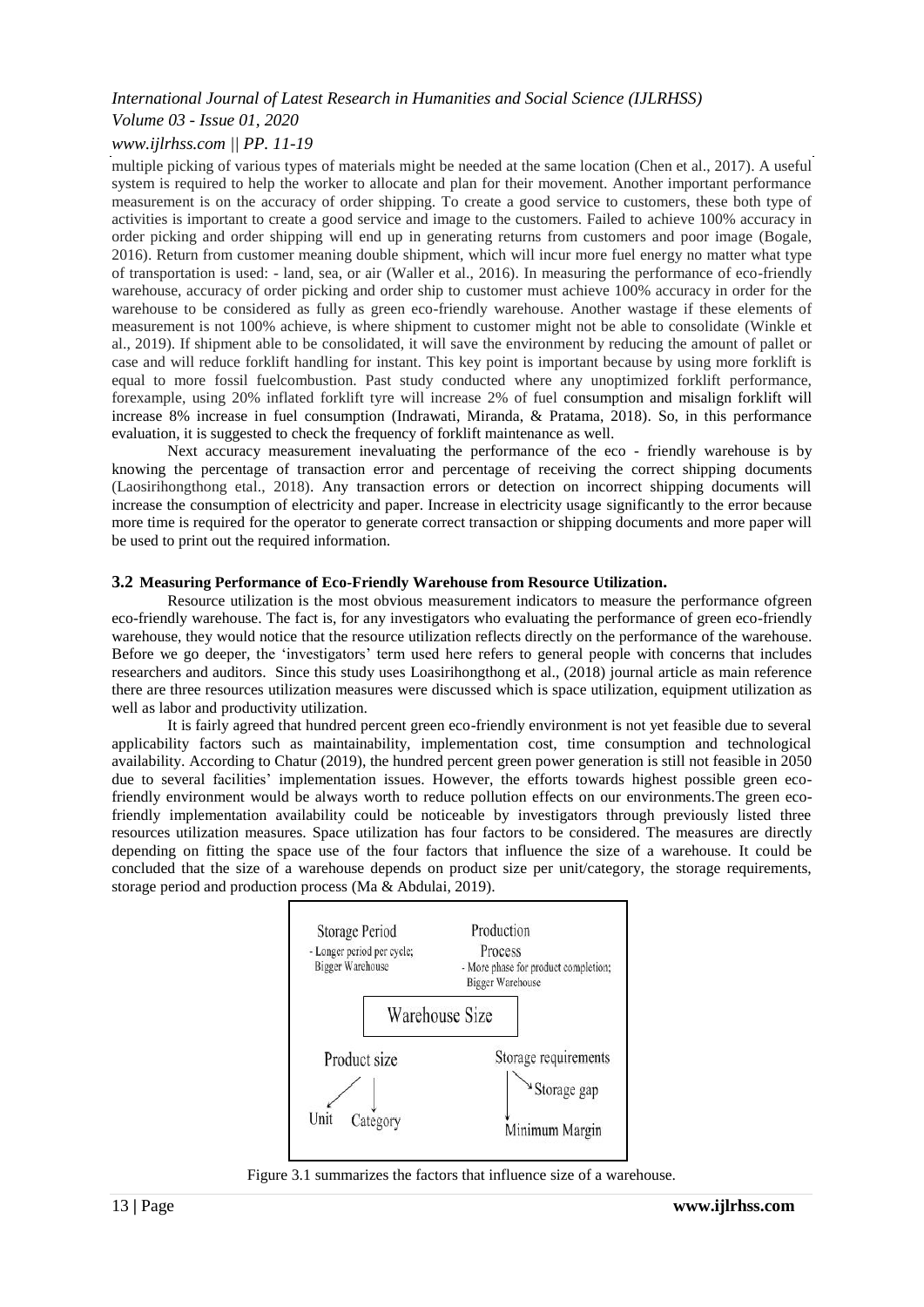multiple picking of various types of materials might be needed at the same location (Chen et al., 2017). A useful system is required to help the worker to allocate and plan for their movement. Another important performance measurement is on the accuracy of order shipping. To create a good service to customers, these both type of activities is important to create a good service and image to the customers. Failed to achieve 100% accuracy in order picking and order shipping will end up in generating returns from customers and poor image (Bogale, 2016). Return from customer meaning double shipment, which will incur more fuel energy no matter what type of transportation is used: - land, sea, or air (Waller et al., 2016). In measuring the performance of eco-friendly warehouse, accuracy of order picking and order ship to customer must achieve 100% accuracy in order for the warehouse to be considered as fully as green eco-friendly warehouse. Another wastage if these elements of measurement is not 100% achieve, is where shipment to customer might not be able to consolidate (Winkle et al., 2019). If shipment able to be consolidated, it will save the environment by reducing the amount of pallet or case and will reduce forklift handling for instant. This key point is important because by using more forklift is equal to more fossil fuelcombustion. Past study conducted where any unoptimized forklift performance, forexample, using 20% inflated forklift tyre will increase 2% of fuel consumption and misalign forklift will increase 8% increase in fuel consumption (Indrawati, Miranda, & Pratama, 2018). So, in this performance evaluation, it is suggested to check the frequency of forklift maintenance as well.

Next accuracy measurement inevaluating the performance of the eco - friendly warehouse is by knowing the percentage of transaction error and percentage of receiving the correct shipping documents (Laosirihongthong etal., 2018). Any transaction errors or detection on incorrect shipping documents will increase the consumption of electricity and paper. Increase in electricity usage significantly to the error because more time is required for the operator to generate correct transaction or shipping documents and more paper will be used to print out the required information.

### 3.2 Measuring Performance of Eco-Friendly Warehouse from Resource Utilization.

Resource utilization is the most obvious measurement indicators to measure the performance ofgreen eco-friendly warehouse. The fact is, for any investigators who evaluating the performance of green eco-friendly warehouse, they would notice that the resource utilization reflects directly on the performance of the warehouse. Before we go deeper, the 'investigators' term used here refers to general people with concerns that includes researchers and auditors. Since this study uses Loasirihongthong et al., (2018) journal article as main reference there are three resources utilization measures were discussed which is space utilization, equipment utilization as well as labor and productivity utilization.

It is fairly agreed that hundred percent green eco-friendly environment is not yet feasible due to several applicability factors such as maintainability, implementation cost, time consumption and technological availability. According to Chatur (2019), the hundred percent green power generation is still not feasible in 2050 due to several facilities' implementation issues. However, the efforts towards highest possible green eco-friendly environment would be always worth to reduce pollution effects on our environments.The green eco-friendly implementation availability could be noticeable by investigators through previously listed three resources utilization measures. Space utilization has four factors to be considered. The measures are directly depending on fitting the space use of the four factors that influence the size of a warehouse. It could be concluded that the size of a warehouse depends on product size per unit/category, the storage requirements, storage period and production process (Ma & Abdulai, 2019).

Storage Period
- Longer period per cycle; Bigger Warehouse

Production Process
- More phase for product completion; Bigger Warehouse

Warehouse Size

Product size
Unit
Category

Storage requirements
Storage gap
Minimum Margin

Figure 3.1 summarizes the factors that influence size of a warehouse.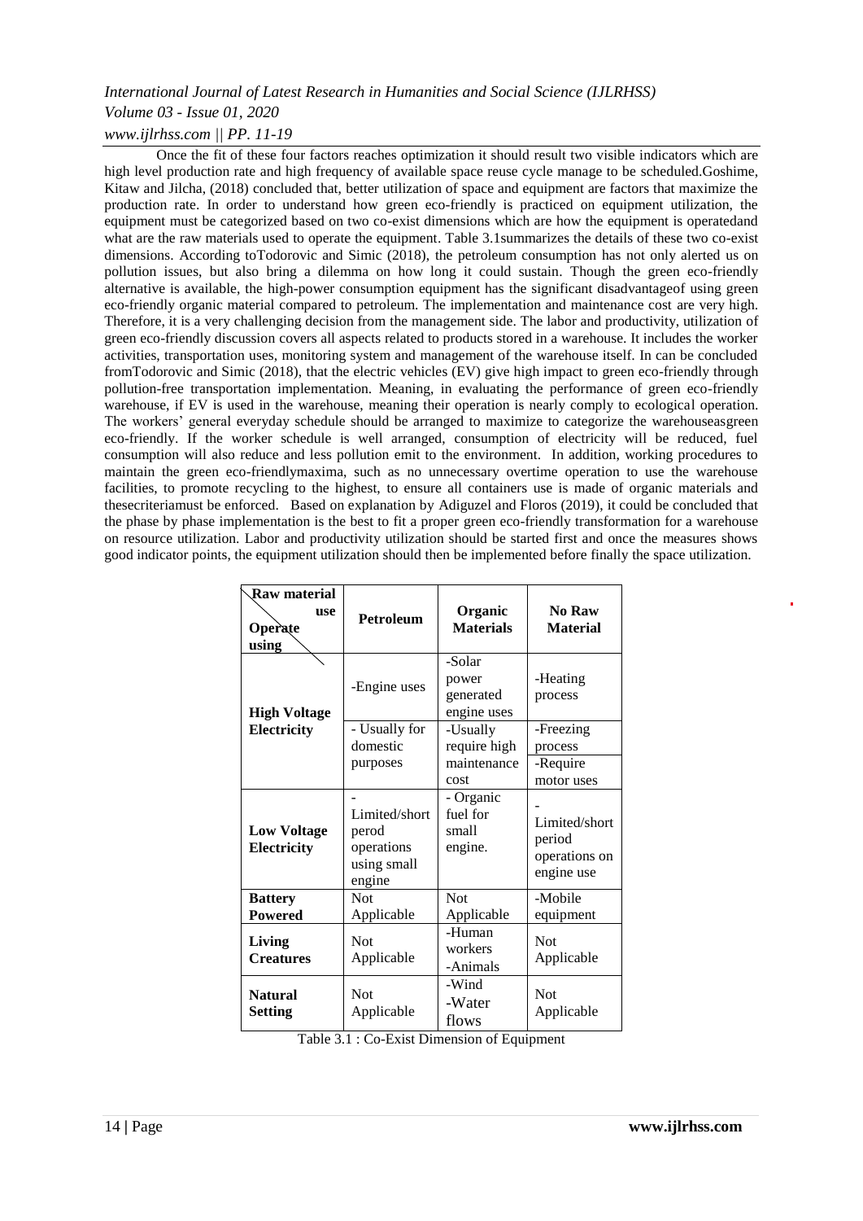Once the fit of these four factors reaches optimization it should result two visible indicators which are high level production rate and high frequency of available space reuse cycle manage to be scheduled.Goshime, Kitaw and Jilcha, (2018) concluded that, better utilization of space and equipment are factors that maximize the production rate. In order to understand how green eco-friendly is practiced on equipment utilization, the equipment must be categorized based on two co-exist dimensions which are how the equipment is operatedand what are the raw materials used to operate the equipment. Table 3.1summarizes the details of these two co-exist dimensions. According toTodorovic and Simic (2018), the petroleum consumption has not only alerted us on pollution issues, but also bring a dilemma on how long it could sustain. Though the green eco-friendly alternative is available, the high-power consumption equipment has the significant disadvantageof using green eco-friendly organic material compared to petroleum. The implementation and maintenance cost are very high. Therefore, it is a very challenging decision from the management side. The labor and productivity, utilization of green eco-friendly discussion covers all aspects related to products stored in a warehouse. It includes the worker activities, transportation uses, monitoring system and management of the warehouse itself. In can be concluded fromTodorovic and Simic (2018), that the electric vehicles (EV) give high impact to green eco-friendly through pollution-free transportation implementation. Meaning, in evaluating the performance of green eco-friendly warehouse, if EV is used in the warehouse, meaning their operation is nearly comply to ecological operation. The workers' general everyday schedule should be arranged to maximize to categorize the warehouseasgreen eco-friendly. If the worker schedule is well arranged, consumption of electricity will be reduced, fuel consumption will also reduce and less pollution emit to the environment. In addition, working procedures to maintain the green eco-friendlymaxima, such as no unnecessary overtime operation to use the warehouse facilities, to promote recycling to the highest, to ensure all containers use is made of organic materials and thesecriteriamust be enforced. Based on explanation by Adiguzel and Floros (2019), it could be concluded that the phase by phase implementation is the best to fit a proper green eco-friendly transformation for a warehouse on resource utilization. Labor and productivity utilization should be started first and once the measures shows good indicator points, the equipment utilization should then be implemented before finally the space utilization.

| **Raw material use** / **Operate using** | **Petroleum** | **Organic Materials** | **No Raw Material** |
|---|---|---|---|
| **High Voltage Electricity** | -Engine uses | -Solar power generated engine uses | -Heating process |
| | - Usually for domestic purposes | -Usually require high maintenance cost | -Freezing process<br>-Require motor uses |
| **Low Voltage Electricity** | -Limited/short perod operations using small engine | - Organic fuel for small engine. | -Limited/short period operations on engine use |
| **Battery Powered** | Not Applicable | Not Applicable | -Mobile equipment |
| **Living Creatures** | Not Applicable | -Human workers<br>-Animals | Not Applicable |
| **Natural Setting** | Not Applicable | -Wind<br>-Water flows | Not Applicable |

Table 3.1 : Co-Exist Dimension of Equipment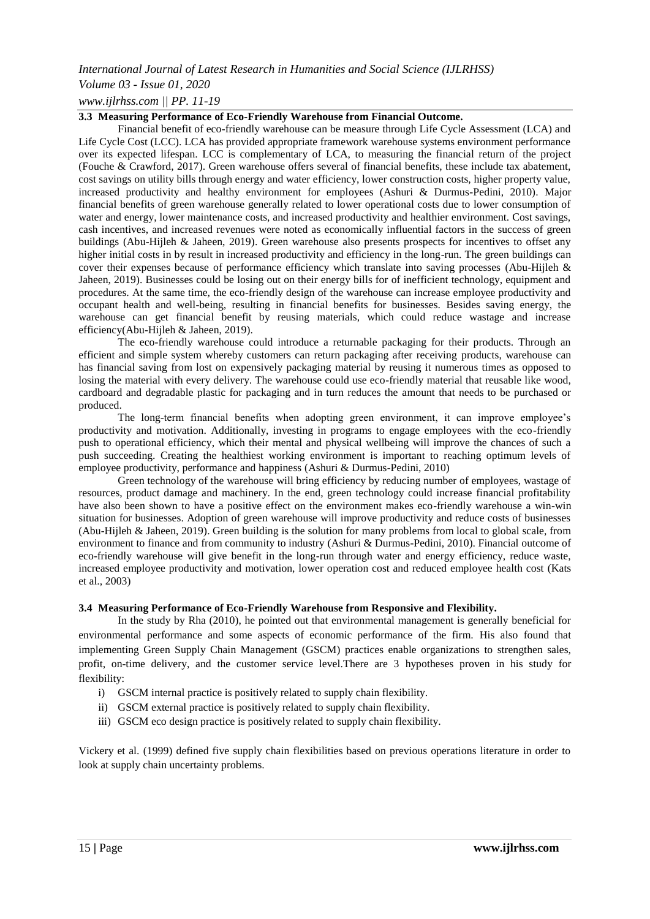### 3.3 Measuring Performance of Eco-Friendly Warehouse from Financial Outcome.

Financial benefit of eco-friendly warehouse can be measure through Life Cycle Assessment (LCA) and Life Cycle Cost (LCC). LCA has provided appropriate framework warehouse systems environment performance over its expected lifespan. LCC is complementary of LCA, to measuring the financial return of the project (Fouche & Crawford, 2017). Green warehouse offers several of financial benefits, these include tax abatement, cost savings on utility bills through energy and water efficiency, lower construction costs, higher property value, increased productivity and healthy environment for employees (Ashuri & Durmus-Pedini, 2010). Major financial benefits of green warehouse generally related to lower operational costs due to lower consumption of water and energy, lower maintenance costs, and increased productivity and healthier environment. Cost savings, cash incentives, and increased revenues were noted as economically influential factors in the success of green buildings (Abu-Hijleh & Jaheen, 2019). Green warehouse also presents prospects for incentives to offset any higher initial costs in by result in increased productivity and efficiency in the long-run. The green buildings can cover their expenses because of performance efficiency which translate into saving processes (Abu-Hijleh & Jaheen, 2019). Businesses could be losing out on their energy bills for of inefficient technology, equipment and procedures. At the same time, the eco-friendly design of the warehouse can increase employee productivity and occupant health and well-being, resulting in financial benefits for businesses. Besides saving energy, the warehouse can get financial benefit by reusing materials, which could reduce wastage and increase efficiency(Abu-Hijleh & Jaheen, 2019).

The eco-friendly warehouse could introduce a returnable packaging for their products. Through an efficient and simple system whereby customers can return packaging after receiving products, warehouse can has financial saving from lost on expensively packaging material by reusing it numerous times as opposed to losing the material with every delivery. The warehouse could use eco-friendly material that reusable like wood, cardboard and degradable plastic for packaging and in turn reduces the amount that needs to be purchased or produced.

The long-term financial benefits when adopting green environment, it can improve employee's productivity and motivation. Additionally, investing in programs to engage employees with the eco-friendly push to operational efficiency, which their mental and physical wellbeing will improve the chances of such a push succeeding. Creating the healthiest working environment is important to reaching optimum levels of employee productivity, performance and happiness (Ashuri & Durmus-Pedini, 2010)

Green technology of the warehouse will bring efficiency by reducing number of employees, wastage of resources, product damage and machinery. In the end, green technology could increase financial profitability have also been shown to have a positive effect on the environment makes eco-friendly warehouse a win-win situation for businesses. Adoption of green warehouse will improve productivity and reduce costs of businesses (Abu-Hijleh & Jaheen, 2019). Green building is the solution for many problems from local to global scale, from environment to finance and from community to industry (Ashuri & Durmus-Pedini, 2010). Financial outcome of eco-friendly warehouse will give benefit in the long-run through water and energy efficiency, reduce waste, increased employee productivity and motivation, lower operation cost and reduced employee health cost (Kats et al., 2003)

### 3.4 Measuring Performance of Eco-Friendly Warehouse from Responsive and Flexibility.

In the study by Rha (2010), he pointed out that environmental management is generally beneficial for environmental performance and some aspects of economic performance of the firm. His also found that implementing Green Supply Chain Management (GSCM) practices enable organizations to strengthen sales, profit, on-time delivery, and the customer service level.There are 3 hypotheses proven in his study for flexibility:

i) GSCM internal practice is positively related to supply chain flexibility.
ii) GSCM external practice is positively related to supply chain flexibility.
iii) GSCM eco design practice is positively related to supply chain flexibility.

Vickery et al. (1999) defined five supply chain flexibilities based on previous operations literature in order to look at supply chain uncertainty problems.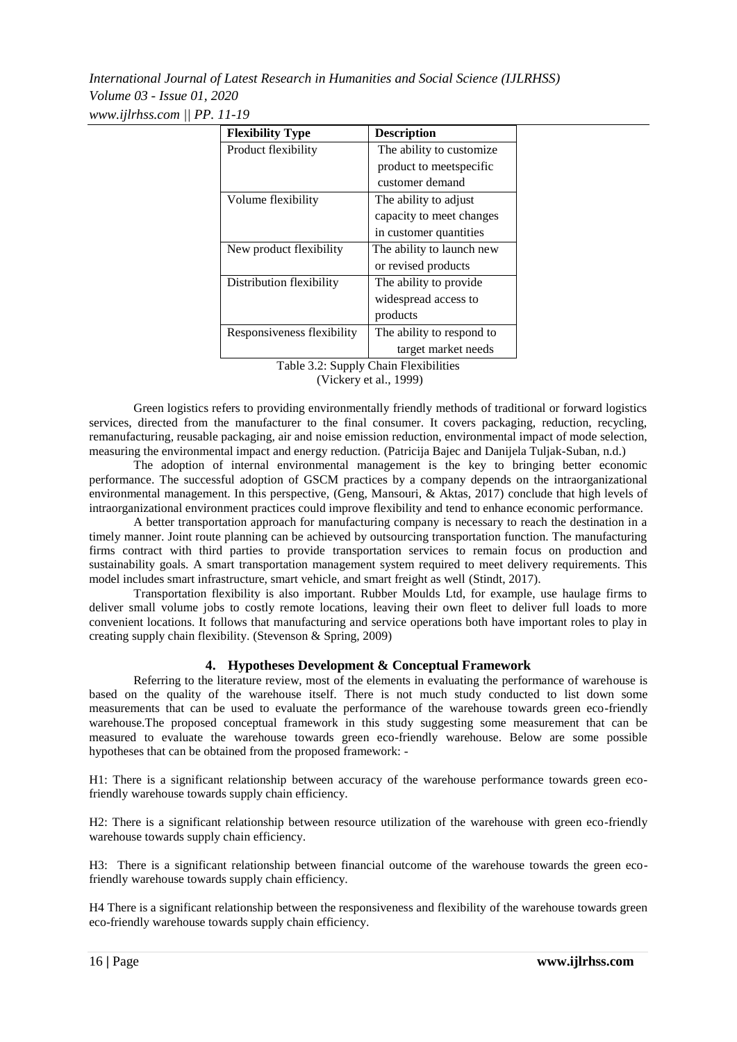| Flexibility Type | Description |
|---|---|
| Product flexibility | The ability to customize product to meetspecific customer demand |
| Volume flexibility | The ability to adjust capacity to meet changes in customer quantities |
| New product flexibility | The ability to launch new or revised products |
| Distribution flexibility | The ability to provide widespread access to products |
| Responsiveness flexibility | The ability to respond to target market needs |

Table 3.2: Supply Chain Flexibilities
(Vickery et al., 1999)

Green logistics refers to providing environmentally friendly methods of traditional or forward logistics services, directed from the manufacturer to the final consumer. It covers packaging, reduction, recycling, remanufacturing, reusable packaging, air and noise emission reduction, environmental impact of mode selection, measuring the environmental impact and energy reduction. (Patricija Bajec and Danijela Tuljak-Suban, n.d.)

The adoption of internal environmental management is the key to bringing better economic performance. The successful adoption of GSCM practices by a company depends on the intraorganizational environmental management. In this perspective, (Geng, Mansouri, & Aktas, 2017) conclude that high levels of intraorganizational environment practices could improve flexibility and tend to enhance economic performance.

A better transportation approach for manufacturing company is necessary to reach the destination in a timely manner. Joint route planning can be achieved by outsourcing transportation function. The manufacturing firms contract with third parties to provide transportation services to remain focus on production and sustainability goals. A smart transportation management system required to meet delivery requirements. This model includes smart infrastructure, smart vehicle, and smart freight as well (Stindt, 2017).

Transportation flexibility is also important. Rubber Moulds Ltd, for example, use haulage firms to deliver small volume jobs to costly remote locations, leaving their own fleet to deliver full loads to more convenient locations. It follows that manufacturing and service operations both have important roles to play in creating supply chain flexibility. (Stevenson & Spring, 2009)

## 4. Hypotheses Development & Conceptual Framework

Referring to the literature review, most of the elements in evaluating the performance of warehouse is based on the quality of the warehouse itself. There is not much study conducted to list down some measurements that can be used to evaluate the performance of the warehouse towards green eco-friendly warehouse.The proposed conceptual framework in this study suggesting some measurement that can be measured to evaluate the warehouse towards green eco-friendly warehouse. Below are some possible hypotheses that can be obtained from the proposed framework: -

H1: There is a significant relationship between accuracy of the warehouse performance towards green eco-friendly warehouse towards supply chain efficiency.

H2: There is a significant relationship between resource utilization of the warehouse with green eco-friendly warehouse towards supply chain efficiency.

H3: There is a significant relationship between financial outcome of the warehouse towards the green eco-friendly warehouse towards supply chain efficiency.

H4 There is a significant relationship between the responsiveness and flexibility of the warehouse towards green eco-friendly warehouse towards supply chain efficiency.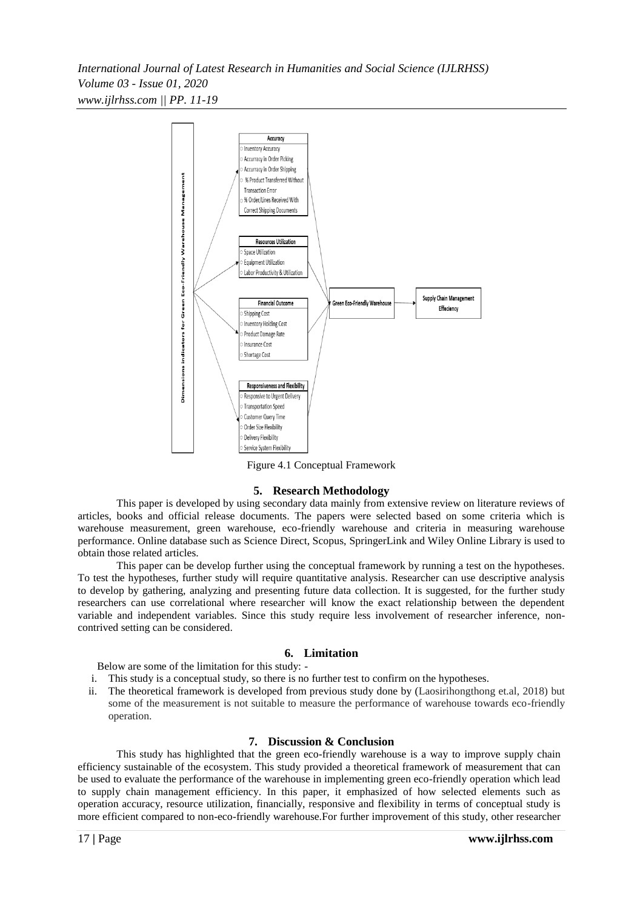**Dimensions indicators for Green Eco-Friendly Warehouse Management**

**Accuracy**
- Inventory Accuracy
- Accurracy In Order Picking
- Accurracy In Order Shipping
- % Product Transferred Without Transaction Error
- % Order/Lines Received With Correct Shipping Documents

**Resources Utilization**
- Space Utilization
- Equipment Utilization
- Labor Productivity & Utilization

**Financial Outcome**
- Shipping Cost
- Inventory Holding Cost
- Product Damage Rate
- Insurance Cost
- Shortage Cost

**Responsiveness and Flexibility**
- Responsive to Urgent Delivery
- Transportation Speed
- Customer Query Time
- Order Size Flexibility
- Delivery Flexibility
- Service System Flexibility

→ Green Eco-Friendly Warehouse → Supply Chain Management Effeciency

Figure 4.1 Conceptual Framework

## 5. Research Methodology

This paper is developed by using secondary data mainly from extensive review on literature reviews of articles, books and official release documents. The papers were selected based on some criteria which is warehouse measurement, green warehouse, eco-friendly warehouse and criteria in measuring warehouse performance. Online database such as Science Direct, Scopus, SpringerLink and Wiley Online Library is used to obtain those related articles.

This paper can be develop further using the conceptual framework by running a test on the hypotheses. To test the hypotheses, further study will require quantitative analysis. Researcher can use descriptive analysis to develop by gathering, analyzing and presenting future data collection. It is suggested, for the further study researchers can use correlational where researcher will know the exact relationship between the dependent variable and independent variables. Since this study require less involvement of researcher inference, non-contrived setting can be considered.

## 6. Limitation

Below are some of the limitation for this study: -

i. This study is a conceptual study, so there is no further test to confirm on the hypotheses.
ii. The theoretical framework is developed from previous study done by (Laosirihongthong et.al, 2018) but some of the measurement is not suitable to measure the performance of warehouse towards eco-friendly operation.

## 7. Discussion & Conclusion

This study has highlighted that the green eco-friendly warehouse is a way to improve supply chain efficiency sustainable of the ecosystem. This study provided a theoretical framework of measurement that can be used to evaluate the performance of the warehouse in implementing green eco-friendly operation which lead to supply chain management efficiency. In this paper, it emphasized of how selected elements such as operation accuracy, resource utilization, financially, responsive and flexibility in terms of conceptual study is more efficient compared to non-eco-friendly warehouse.For further improvement of this study, other researcher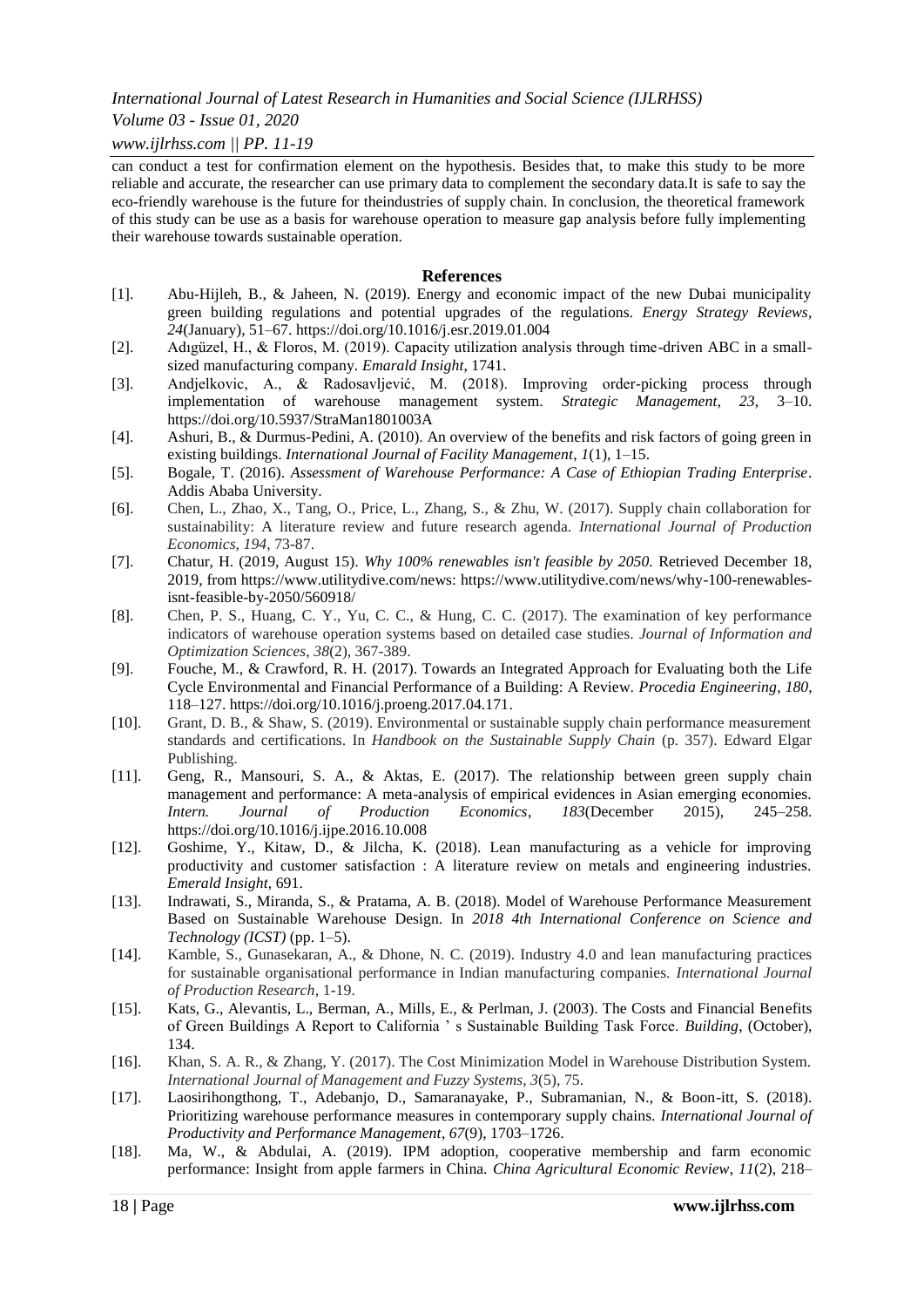can conduct a test for confirmation element on the hypothesis. Besides that, to make this study to be more reliable and accurate, the researcher can use primary data to complement the secondary data.It is safe to say the eco-friendly warehouse is the future for theindustries of supply chain. In conclusion, the theoretical framework of this study can be use as a basis for warehouse operation to measure gap analysis before fully implementing their warehouse towards sustainable operation.

## References

[1]. Abu-Hijleh, B., & Jaheen, N. (2019). Energy and economic impact of the new Dubai municipality green building regulations and potential upgrades of the regulations. *Energy Strategy Reviews*, *24*(January), 51–67. https://doi.org/10.1016/j.esr.2019.01.004

[2]. Adıgüzel, H., & Floros, M. (2019). Capacity utilization analysis through time-driven ABC in a small-sized manufacturing company. *Emarald Insight*, 1741.

[3]. Andjelkovic, A., & Radosavljević, M. (2018). Improving order-picking process through implementation of warehouse management system. *Strategic Management*, *23*, 3–10. https://doi.org/10.5937/StraMan1801003A

[4]. Ashuri, B., & Durmus-Pedini, A. (2010). An overview of the benefits and risk factors of going green in existing buildings. *International Journal of Facility Management*, *1*(1), 1–15.

[5]. Bogale, T. (2016). *Assessment of Warehouse Performance: A Case of Ethiopian Trading Enterprise*. Addis Ababa University.

[6]. Chen, L., Zhao, X., Tang, O., Price, L., Zhang, S., & Zhu, W. (2017). Supply chain collaboration for sustainability: A literature review and future research agenda. *International Journal of Production Economics*, *194*, 73-87.

[7]. Chatur, H. (2019, August 15). *Why 100% renewables isn't feasible by 2050.* Retrieved December 18, 2019, from https://www.utilitydive.com/news: https://www.utilitydive.com/news/why-100-renewables-isnt-feasible-by-2050/560918/

[8]. Chen, P. S., Huang, C. Y., Yu, C. C., & Hung, C. C. (2017). The examination of key performance indicators of warehouse operation systems based on detailed case studies. *Journal of Information and Optimization Sciences*, *38*(2), 367-389.

[9]. Fouche, M., & Crawford, R. H. (2017). Towards an Integrated Approach for Evaluating both the Life Cycle Environmental and Financial Performance of a Building: A Review. *Procedia Engineering*, *180*, 118–127. https://doi.org/10.1016/j.proeng.2017.04.171.

[10]. Grant, D. B., & Shaw, S. (2019). Environmental or sustainable supply chain performance measurement standards and certifications. In *Handbook on the Sustainable Supply Chain* (p. 357). Edward Elgar Publishing.

[11]. Geng, R., Mansouri, S. A., & Aktas, E. (2017). The relationship between green supply chain management and performance: A meta-analysis of empirical evidences in Asian emerging economies. *Intern. Journal of Production Economics*, *183*(December 2015), 245–258. https://doi.org/10.1016/j.ijpe.2016.10.008

[12]. Goshime, Y., Kitaw, D., & Jilcha, K. (2018). Lean manufacturing as a vehicle for improving productivity and customer satisfaction : A literature review on metals and engineering industries. *Emerald Insight*, 691.

[13]. Indrawati, S., Miranda, S., & Pratama, A. B. (2018). Model of Warehouse Performance Measurement Based on Sustainable Warehouse Design. In *2018 4th International Conference on Science and Technology (ICST)* (pp. 1–5).

[14]. Kamble, S., Gunasekaran, A., & Dhone, N. C. (2019). Industry 4.0 and lean manufacturing practices for sustainable organisational performance in Indian manufacturing companies. *International Journal of Production Research*, 1-19.

[15]. Kats, G., Alevantis, L., Berman, A., Mills, E., & Perlman, J. (2003). The Costs and Financial Benefits of Green Buildings A Report to California ' s Sustainable Building Task Force. *Building*, (October), 134.

[16]. Khan, S. A. R., & Zhang, Y. (2017). The Cost Minimization Model in Warehouse Distribution System. *International Journal of Management and Fuzzy Systems*, *3*(5), 75.

[17]. Laosirihongthong, T., Adebanjo, D., Samaranayake, P., Subramanian, N., & Boon-itt, S. (2018). Prioritizing warehouse performance measures in contemporary supply chains. *International Journal of Productivity and Performance Management*, *67*(9), 1703–1726.

[18]. Ma, W., & Abdulai, A. (2019). IPM adoption, cooperative membership and farm economic performance: Insight from apple farmers in China. *China Agricultural Economic Review*, *11*(2), 218–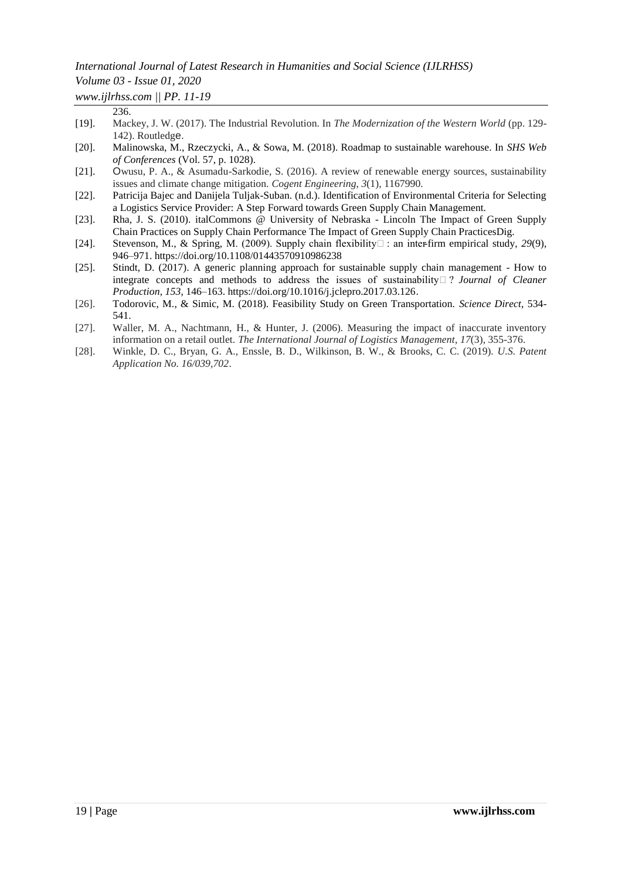236.

[19]. Mackey, J. W. (2017). The Industrial Revolution. In *The Modernization of the Western World* (pp. 129-142). Routledge.

[20]. Malinowska, M., Rzeczycki, A., & Sowa, M. (2018). Roadmap to sustainable warehouse. In *SHS Web of Conferences* (Vol. 57, p. 1028).

[21]. Owusu, P. A., & Asumadu-Sarkodie, S. (2016). A review of renewable energy sources, sustainability issues and climate change mitigation. *Cogent Engineering*, *3*(1), 1167990.

[22]. Patricija Bajec and Danijela Tuljak-Suban. (n.d.). Identification of Environmental Criteria for Selecting a Logistics Service Provider: A Step Forward towards Green Supply Chain Management.

[23]. Rha, J. S. (2010). italCommons @ University of Nebraska - Lincoln The Impact of Green Supply Chain Practices on Supply Chain Performance The Impact of Green Supply Chain PracticesDig.

[24]. Stevenson, M., & Spring, M. (2009). Supply chain flexibility : an inter-firm empirical study, *29*(9), 946–971. https://doi.org/10.1108/01443570910986238

[25]. Stindt, D. (2017). A generic planning approach for sustainable supply chain management - How to integrate concepts and methods to address the issues of sustainability ? *Journal of Cleaner Production, 153*, 146–163. https://doi.org/10.1016/j.jclepro.2017.03.126.

[26]. Todorovic, M., & Simic, M. (2018). Feasibility Study on Green Transportation. *Science Direct*, 534-541.

[27]. Waller, M. A., Nachtmann, H., & Hunter, J. (2006). Measuring the impact of inaccurate inventory information on a retail outlet. *The International Journal of Logistics Management*, *17*(3), 355-376.

[28]. Winkle, D. C., Bryan, G. A., Enssle, B. D., Wilkinson, B. W., & Brooks, C. C. (2019). *U.S. Patent Application No. 16/039,702*.